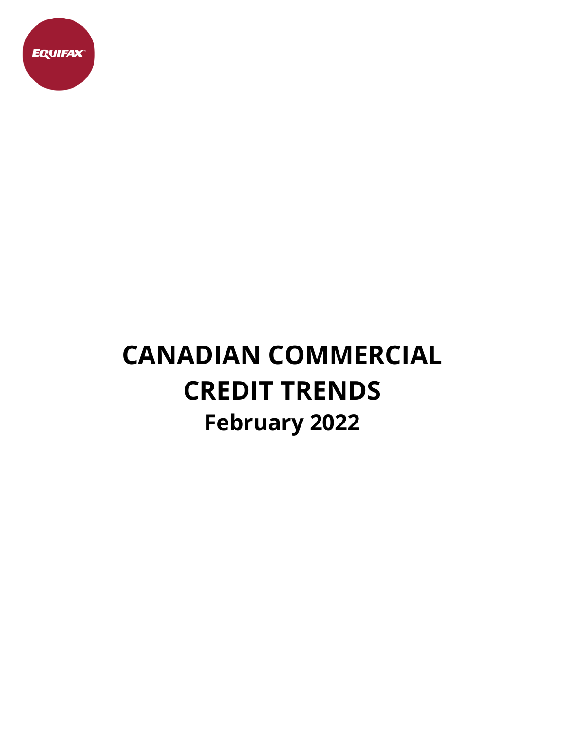# CANADIAN COMMERCIAL CREDIT TRENDS

## February 2022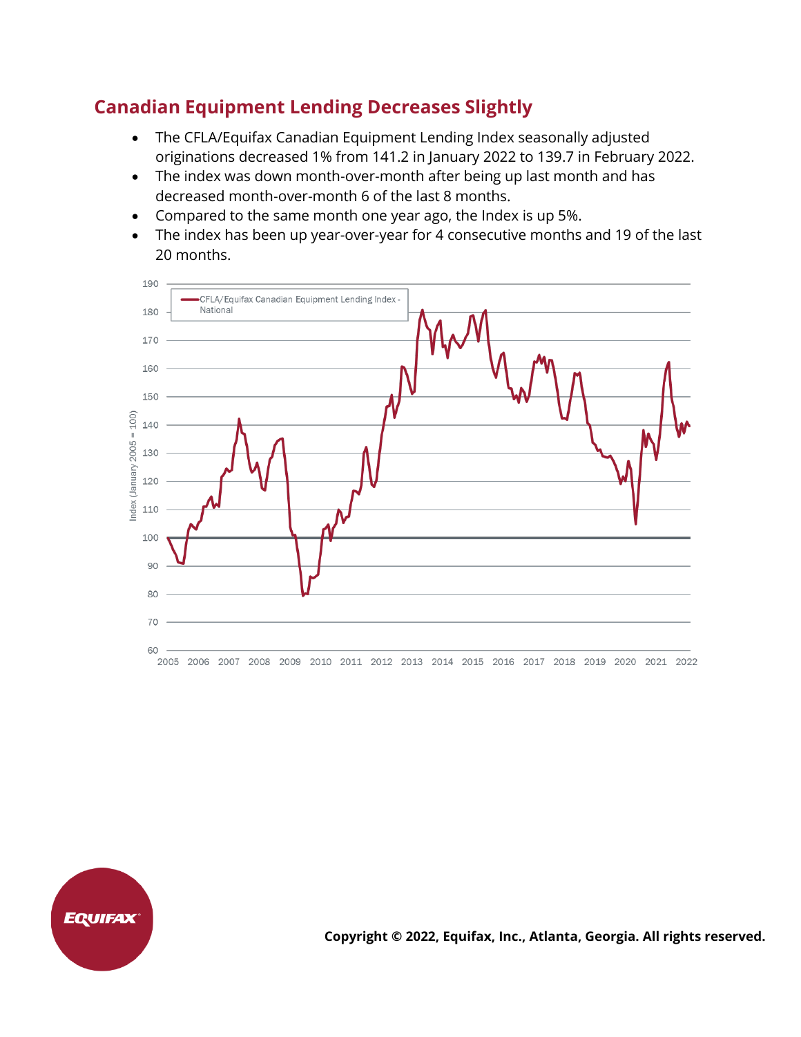## Canadian Equipment Lending Decreases Slightly

- The CFLA/Equifax Canadian Equipment Lending Index seasonally adjusted originations decreased 1% from 141.2 in January 2022 to 139.7 in February 2022.
- The index was down month-over-month after being up last month and has decreased month-over-month 6 of the last 8 months.
- Compared to the same month one year ago, the Index is up 5%.
- The index has been up year-over-year for 4 consecutive months and 19 of the last 20 months.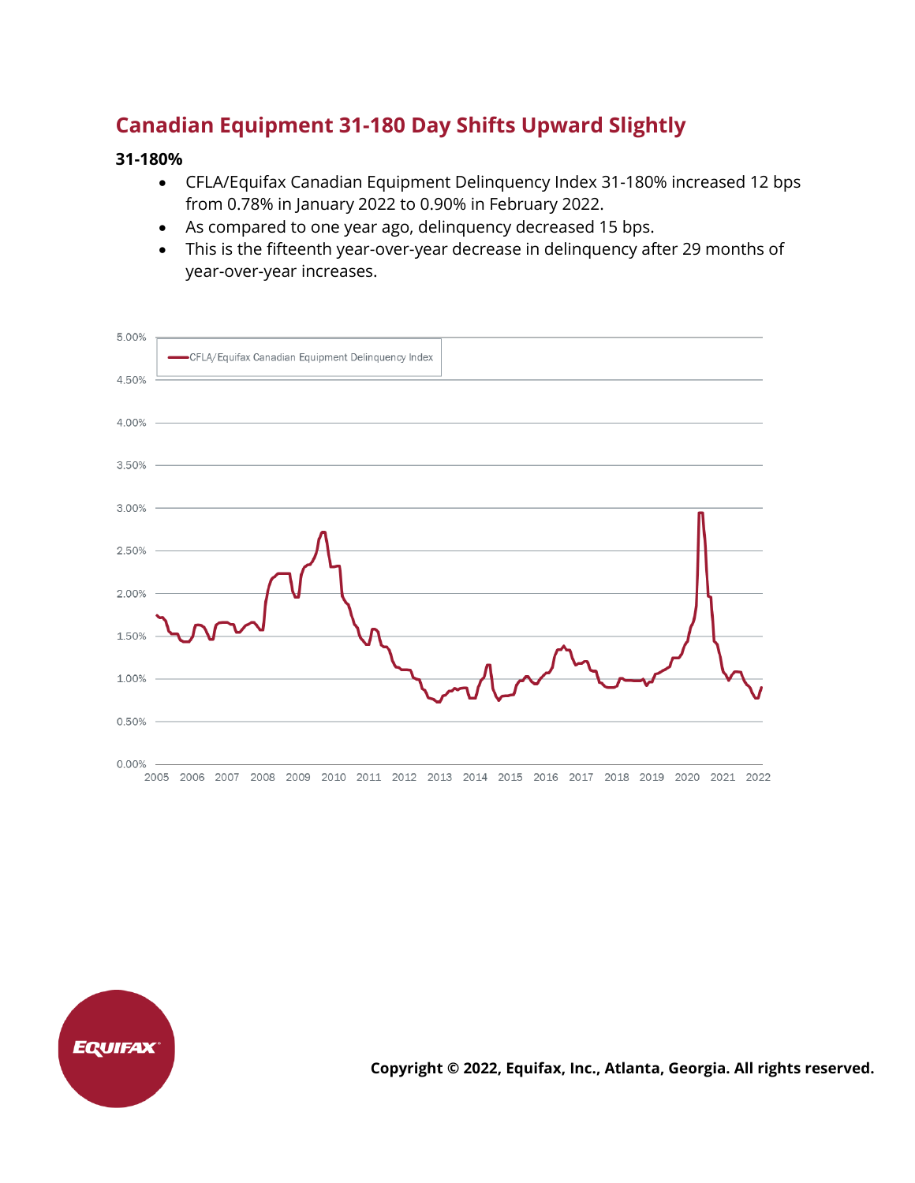## Canadian Equipment 31-180 Day Shifts Upward Slightly

**31-180%**

- CFLA/Equifax Canadian Equipment Delinquency Index 31-180% increased 12 bps from 0.78% in January 2022 to 0.90% in February 2022.
- As compared to one year ago, delinquency decreased 15 bps.
- This is the fifteenth year-over-year decrease in delinquency after 29 months of year-over-year increases.

**Copyright © 2022, Equifax, Inc., Atlanta, Georgia. All rights reserved.**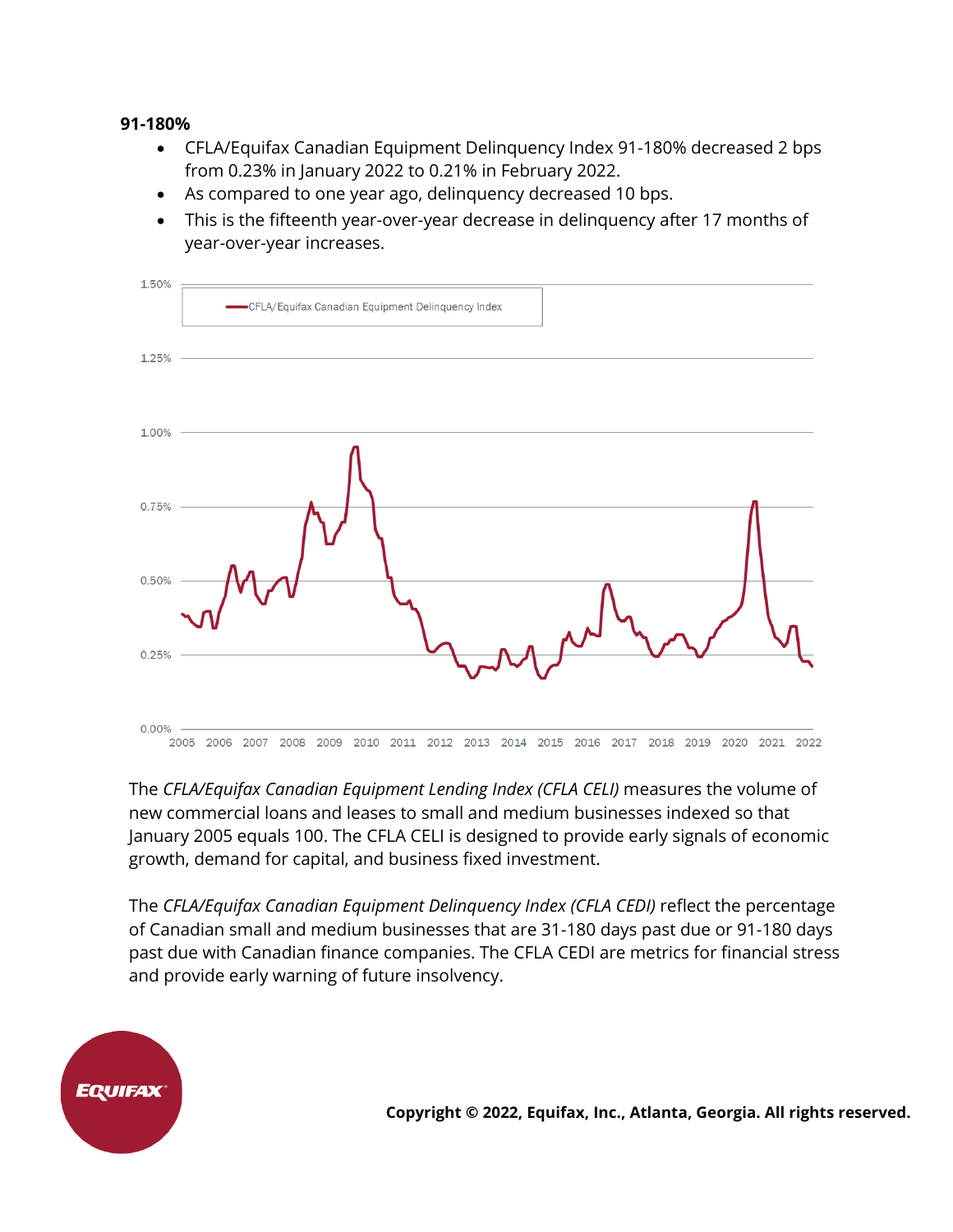**91-180%**

- CFLA/Equifax Canadian Equipment Delinquency Index 91-180% decreased 2 bps from 0.23% in January 2022 to 0.21% in February 2022.
- As compared to one year ago, delinquency decreased 10 bps.
- This is the fifteenth year-over-year decrease in delinquency after 17 months of year-over-year increases.

CFLA/Equifax Canadian Equipment Delinquency Index

1.50%
1.25%
1.00%
0.75%
0.50%
0.25%
0.00%

2005 2006 2007 2008 2009 2010 2011 2012 2013 2014 2015 2016 2017 2018 2019 2020 2021 2022

The *CFLA/Equifax Canadian Equipment Lending Index (CFLA CELI)* measures the volume of new commercial loans and leases to small and medium businesses indexed so that January 2005 equals 100. The CFLA CELI is designed to provide early signals of economic growth, demand for capital, and business fixed investment.

The *CFLA/Equifax Canadian Equipment Delinquency Index (CFLA CEDI)* reflect the percentage of Canadian small and medium businesses that are 31-180 days past due or 91-180 days past due with Canadian finance companies. The CFLA CEDI are metrics for financial stress and provide early warning of future insolvency.

EQUIFAX

**Copyright © 2022, Equifax, Inc., Atlanta, Georgia. All rights reserved.**